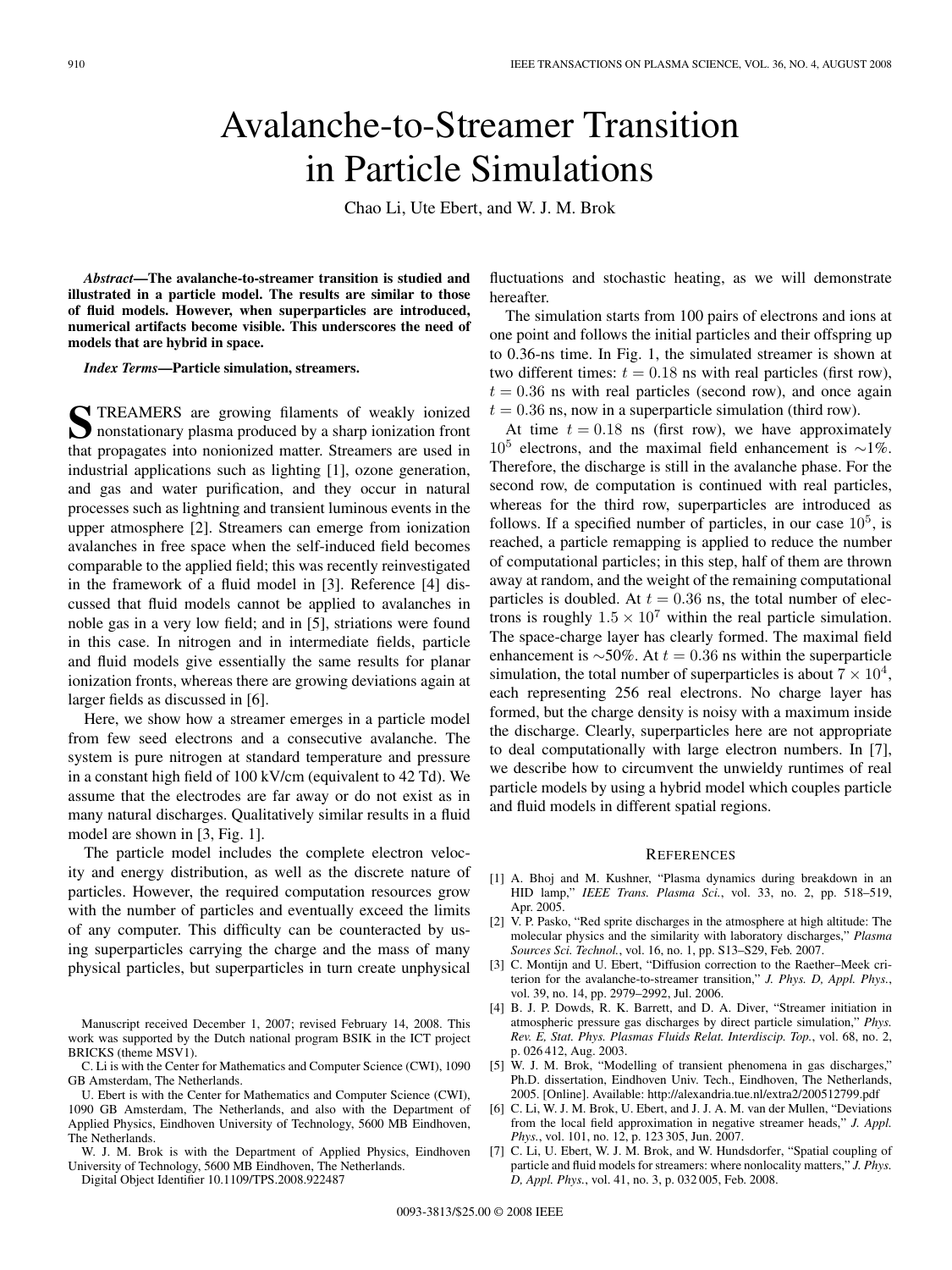# Avalanche-to-Streamer Transition in Particle Simulations

Chao Li, Ute Ebert, and W. J. M. Brok

***Abstract*—The avalanche-to-streamer transition is studied and illustrated in a particle model. The results are similar to those of fluid models. However, when superparticles are introduced, numerical artifacts become visible. This underscores the need of models that are hybrid in space.**

***Index Terms*—Particle simulation, streamers.**

STREAMERS are growing filaments of weakly ionized nonstationary plasma produced by a sharp ionization front that propagates into nonionized matter. Streamers are used in industrial applications such as lighting [1], ozone generation, and gas and water purification, and they occur in natural processes such as lightning and transient luminous events in the upper atmosphere [2]. Streamers can emerge from ionization avalanches in free space when the self-induced field becomes comparable to the applied field; this was recently reinvestigated in the framework of a fluid model in [3]. Reference [4] discussed that fluid models cannot be applied to avalanches in noble gas in a very low field; and in [5], striations were found in this case. In nitrogen and in intermediate fields, particle and fluid models give essentially the same results for planar ionization fronts, whereas there are growing deviations again at larger fields as discussed in [6].

Here, we show how a streamer emerges in a particle model from few seed electrons and a consecutive avalanche. The system is pure nitrogen at standard temperature and pressure in a constant high field of 100 kV/cm (equivalent to 42 Td). We assume that the electrodes are far away or do not exist as in many natural discharges. Qualitatively similar results in a fluid model are shown in [3, Fig. 1].

The particle model includes the complete electron velocity and energy distribution, as well as the discrete nature of particles. However, the required computation resources grow with the number of particles and eventually exceed the limits of any computer. This difficulty can be counteracted by using superparticles carrying the charge and the mass of many physical particles, but superparticles in turn create unphysical fluctuations and stochastic heating, as we will demonstrate hereafter.

The simulation starts from 100 pairs of electrons and ions at one point and follows the initial particles and their offspring up to 0.36-ns time. In Fig. 1, the simulated streamer is shown at two different times: $t = 0.18$ ns with real particles (first row), $t = 0.36$ ns with real particles (second row), and once again $t = 0.36$ ns, now in a superparticle simulation (third row).

At time $t = 0.18$ ns (first row), we have approximately $10^5$ electrons, and the maximal field enhancement is $\sim$1%. Therefore, the discharge is still in the avalanche phase. For the second row, de computation is continued with real particles, whereas for the third row, superparticles are introduced as follows. If a specified number of particles, in our case $10^5$, is reached, a particle remapping is applied to reduce the number of computational particles; in this step, half of them are thrown away at random, and the weight of the remaining computational particles is doubled. At $t = 0.36$ ns, the total number of electrons is roughly $1.5 \times 10^7$ within the real particle simulation. The space-charge layer has clearly formed. The maximal field enhancement is $\sim$50%. At $t = 0.36$ ns within the superparticle simulation, the total number of superparticles is about $7 \times 10^4$, each representing 256 real electrons. No charge layer has formed, but the charge density is noisy with a maximum inside the discharge. Clearly, superparticles here are not appropriate to deal computationally with large electron numbers. In [7], we describe how to circumvent the unwieldy runtimes of real particle models by using a hybrid model which couples particle and fluid models in different spatial regions.

Manuscript received December 1, 2007; revised February 14, 2008. This work was supported by the Dutch national program BSIK in the ICT project BRICKS (theme MSV1).

C. Li is with the Center for Mathematics and Computer Science (CWI), 1090 GB Amsterdam, The Netherlands.

U. Ebert is with the Center for Mathematics and Computer Science (CWI), 1090 GB Amsterdam, The Netherlands, and also with the Department of Applied Physics, Eindhoven University of Technology, 5600 MB Eindhoven, The Netherlands.

W. J. M. Brok is with the Department of Applied Physics, Eindhoven University of Technology, 5600 MB Eindhoven, The Netherlands.

Digital Object Identifier 10.1109/TPS.2008.922487

## References

[1] A. Bhoj and M. Kushner, "Plasma dynamics during breakdown in an HID lamp," *IEEE Trans. Plasma Sci.*, vol. 33, no. 2, pp. 518–519, Apr. 2005.

[2] V. P. Pasko, "Red sprite discharges in the atmosphere at high altitude: The molecular physics and the similarity with laboratory discharges," *Plasma Sources Sci. Technol.*, vol. 16, no. 1, pp. S13–S29, Feb. 2007.

[3] C. Montijn and U. Ebert, "Diffusion correction to the Raether–Meek criterion for the avalanche-to-streamer transition," *J. Phys. D, Appl. Phys.*, vol. 39, no. 14, pp. 2979–2992, Jul. 2006.

[4] B. J. P. Dowds, R. K. Barrett, and D. A. Diver, "Streamer initiation in atmospheric pressure gas discharges by direct particle simulation," *Phys. Rev. E, Stat. Phys. Plasmas Fluids Relat. Interdiscip. Top.*, vol. 68, no. 2, p. 026 412, Aug. 2003.

[5] W. J. M. Brok, "Modelling of transient phenomena in gas discharges," Ph.D. dissertation, Eindhoven Univ. Tech., Eindhoven, The Netherlands, 2005. [Online]. Available: http://alexandria.tue.nl/extra2/200512799.pdf

[6] C. Li, W. J. M. Brok, U. Ebert, and J. J. A. M. van der Mullen, "Deviations from the local field approximation in negative streamer heads," *J. Appl. Phys.*, vol. 101, no. 12, p. 123 305, Jun. 2007.

[7] C. Li, U. Ebert, W. J. M. Brok, and W. Hundsdorfer, "Spatial coupling of particle and fluid models for streamers: where nonlocality matters," *J. Phys. D, Appl. Phys.*, vol. 41, no. 3, p. 032 005, Feb. 2008.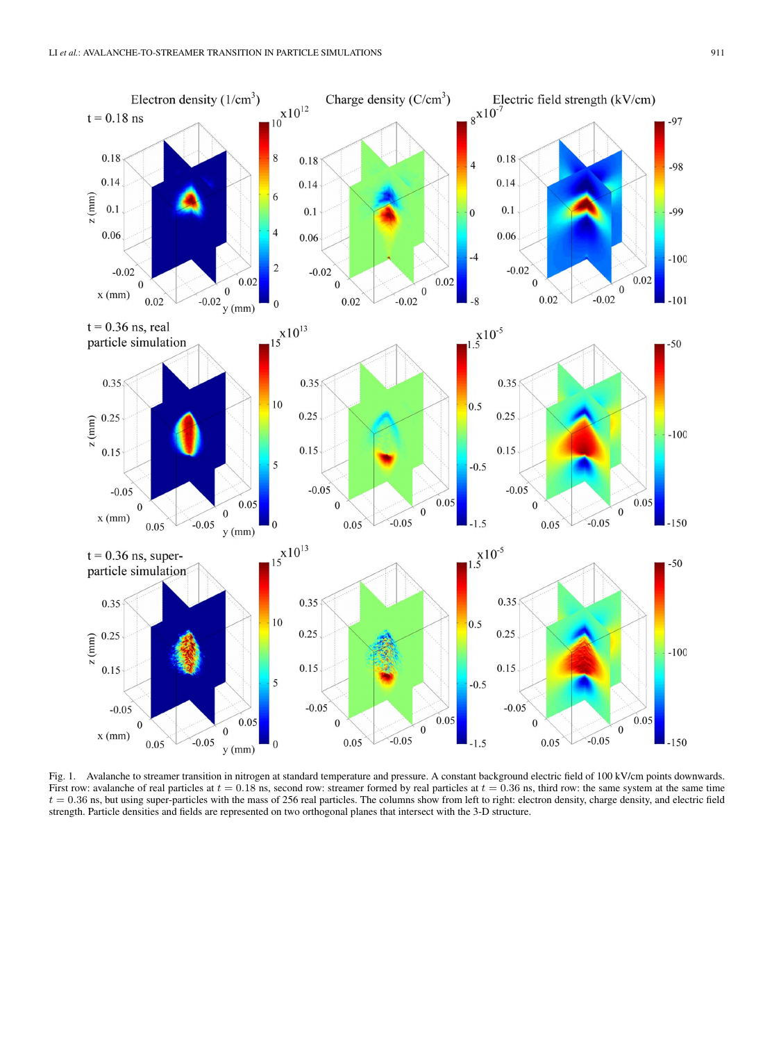Fig. 1. Avalanche to streamer transition in nitrogen at standard temperature and pressure. A constant background electric field of 100 kV/cm points downwards. First row: avalanche of real particles at $t = 0.18$ ns, second row: streamer formed by real particles at $t = 0.36$ ns, third row: the same system at the same time $t = 0.36$ ns, but using super-particles with the mass of 256 real particles. The columns show from left to right: electron density, charge density, and electric field strength. Particle densities and fields are represented on two orthogonal planes that intersect with the 3-D structure.